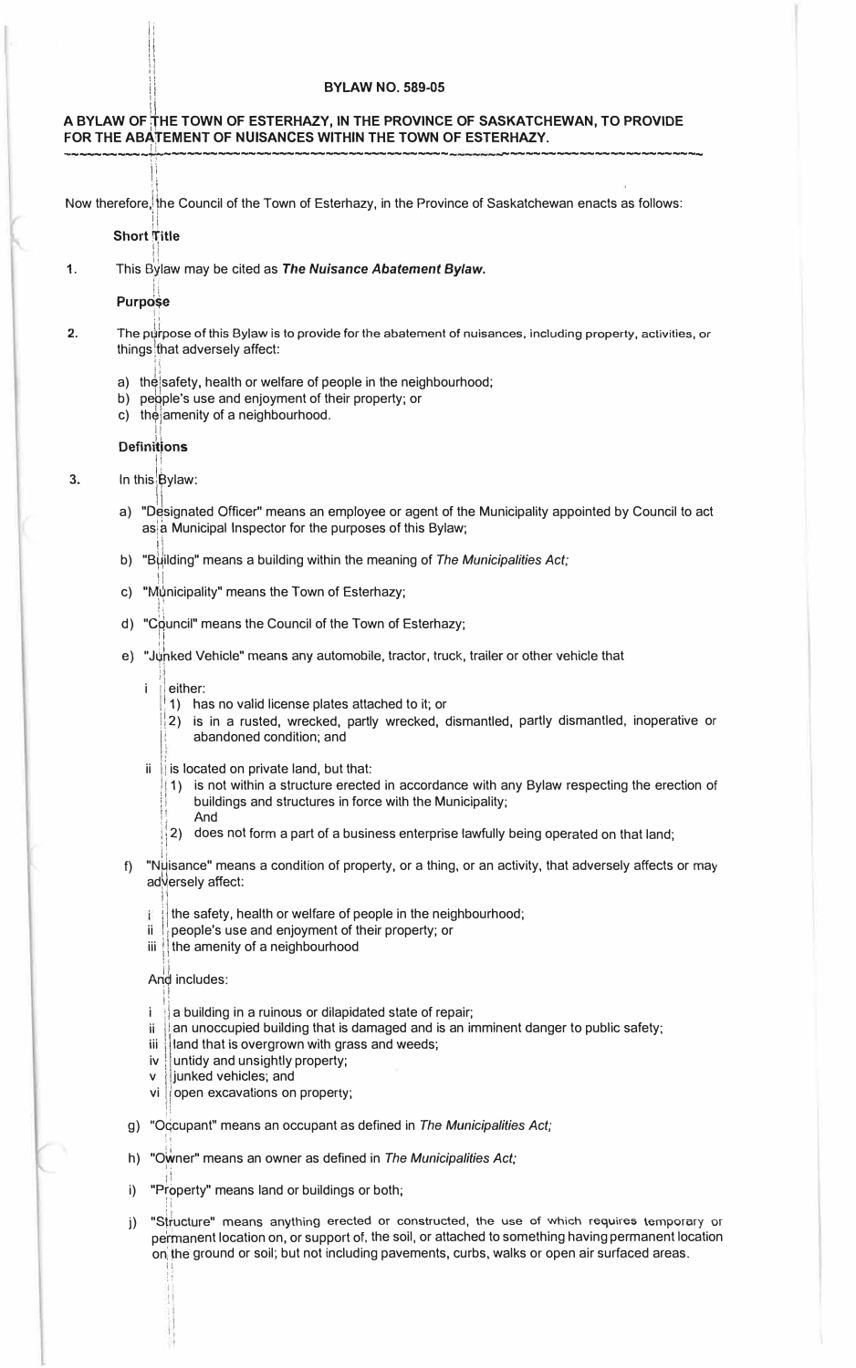**BYLAW NO. 589-05**

**A BYLAW OF THE TOWN OF ESTERHAZY, IN THE PROVINCE OF SASKATCHEWAN, TO PROVIDE FOR THE ABATEMENT OF NUISANCES WITHIN THE TOWN OF ESTERHAZY.**

---

Now therefore, the Council of the Town of Esterhazy, in the Province of Saskatchewan enacts as follows:

**Short Title**

1. This Bylaw may be cited as ***The Nuisance Abatement Bylaw.***

**Purpose**

2. The purpose of this Bylaw is to provide for the abatement of nuisances, including property, activities, or things that adversely affect:

   a) the safety, health or welfare of people in the neighbourhood;
   b) people's use and enjoyment of their property; or
   c) the amenity of a neighbourhood.

**Definitions**

3. In this Bylaw:

   a) "Designated Officer" means an employee or agent of the Municipality appointed by Council to act as a Municipal Inspector for the purposes of this Bylaw;

   b) "Building" means a building within the meaning of *The Municipalities Act;*

   c) "Municipality" means the Town of Esterhazy;

   d) "Council" means the Council of the Town of Esterhazy;

   e) "Junked Vehicle" means any automobile, tractor, truck, trailer or other vehicle that

      i either:
         1) has no valid license plates attached to it; or
         2) is in a rusted, wrecked, partly wrecked, dismantled, partly dismantled, inoperative or abandoned condition; and

      ii is located on private land, but that:
         1) is not within a structure erected in accordance with any Bylaw respecting the erection of buildings and structures in force with the Municipality;
            And
         2) does not form a part of a business enterprise lawfully being operated on that land;

   f) "Nuisance" means a condition of property, or a thing, or an activity, that adversely affects or may adversely affect:

      i the safety, health or welfare of people in the neighbourhood;
      ii people's use and enjoyment of their property; or
      iii the amenity of a neighbourhood

      And includes:

      i a building in a ruinous or dilapidated state of repair;
      ii an unoccupied building that is damaged and is an imminent danger to public safety;
      iii land that is overgrown with grass and weeds;
      iv untidy and unsightly property;
      v junked vehicles; and
      vi open excavations on property;

   g) "Occupant" means an occupant as defined in *The Municipalities Act;*

   h) "Owner" means an owner as defined in *The Municipalities Act;*

   i) "Property" means land or buildings or both;

   j) "Structure" means anything erected or constructed, the use of which requires temporary or permanent location on, or support of, the soil, or attached to something having permanent location on the ground or soil; but not including pavements, curbs, walks or open air surfaced areas.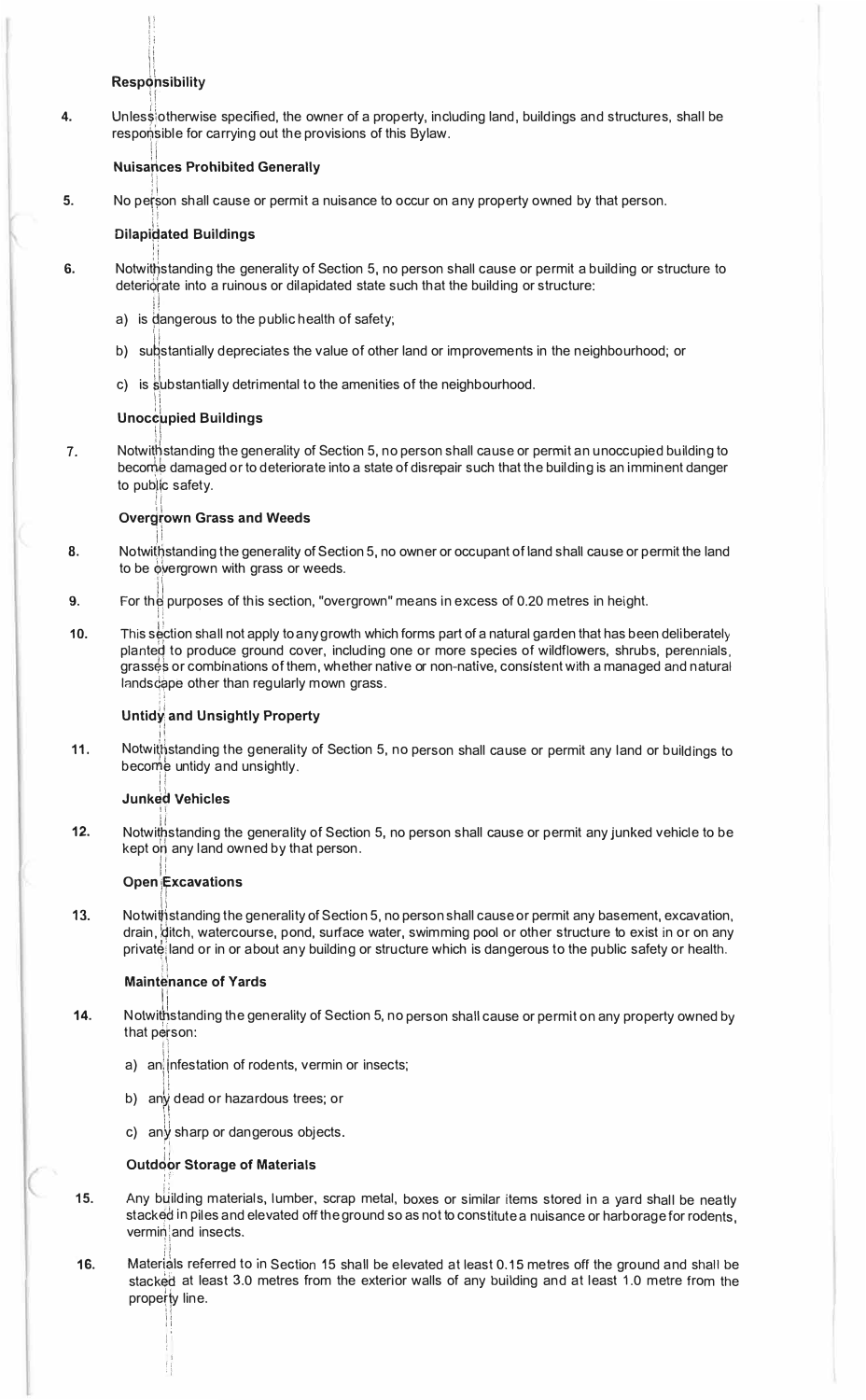### Responsibility

4. Unless otherwise specified, the owner of a property, including land, buildings and structures, shall be responsible for carrying out the provisions of this Bylaw.

### Nuisances Prohibited Generally

5. No person shall cause or permit a nuisance to occur on any property owned by that person.

### Dilapidated Buildings

6. Notwithstanding the generality of Section 5, no person shall cause or permit a building or structure to deteriorate into a ruinous or dilapidated state such that the building or structure:

   a) is dangerous to the public health of safety;

   b) substantially depreciates the value of other land or improvements in the neighbourhood; or

   c) is substantially detrimental to the amenities of the neighbourhood.

### Unoccupied Buildings

7. Notwithstanding the generality of Section 5, no person shall cause or permit an unoccupied building to become damaged or to deteriorate into a state of disrepair such that the building is an imminent danger to public safety.

### Overgrown Grass and Weeds

8. Notwithstanding the generality of Section 5, no owner or occupant of land shall cause or permit the land to be overgrown with grass or weeds.

9. For the purposes of this section, "overgrown" means in excess of 0.20 metres in height.

10. This section shall not apply to any growth which forms part of a natural garden that has been deliberately planted to produce ground cover, including one or more species of wildflowers, shrubs, perennials, grasses or combinations of them, whether native or non-native, consistent with a managed and natural landscape other than regularly mown grass.

### Untidy and Unsightly Property

11. Notwithstanding the generality of Section 5, no person shall cause or permit any land or buildings to become untidy and unsightly.

### Junked Vehicles

12. Notwithstanding the generality of Section 5, no person shall cause or permit any junked vehicle to be kept on any land owned by that person.

### Open Excavations

13. Notwithstanding the generality of Section 5, no person shall cause or permit any basement, excavation, drain, ditch, watercourse, pond, surface water, swimming pool or other structure to exist in or on any private land or in or about any building or structure which is dangerous to the public safety or health.

### Maintenance of Yards

14. Notwithstanding the generality of Section 5, no person shall cause or permit on any property owned by that person:

   a) an infestation of rodents, vermin or insects;

   b) any dead or hazardous trees; or

   c) any sharp or dangerous objects.

### Outdoor Storage of Materials

15. Any building materials, lumber, scrap metal, boxes or similar items stored in a yard shall be neatly stacked in piles and elevated off the ground so as not to constitute a nuisance or harborage for rodents, vermin and insects.

16. Materials referred to in Section 15 shall be elevated at least 0.15 metres off the ground and shall be stacked at least 3.0 metres from the exterior walls of any building and at least 1.0 metre from the property line.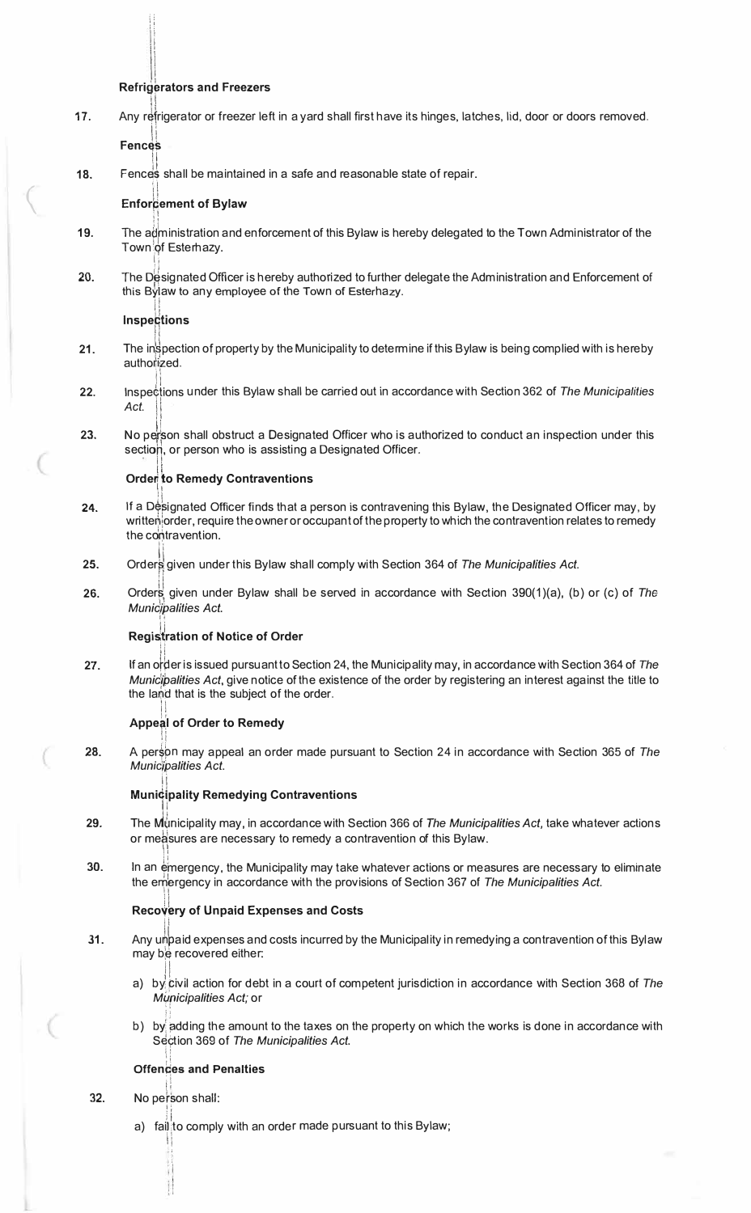### Refrigerators and Freezers

17. Any refrigerator or freezer left in a yard shall first have its hinges, latches, lid, door or doors removed.

### Fences

18. Fences shall be maintained in a safe and reasonable state of repair.

### Enforcement of Bylaw

19. The administration and enforcement of this Bylaw is hereby delegated to the Town Administrator of the Town of Esterhazy.

20. The Designated Officer is hereby authorized to further delegate the Administration and Enforcement of this Bylaw to any employee of the Town of Esterhazy.

### Inspections

21. The inspection of property by the Municipality to determine if this Bylaw is being complied with is hereby authorized.

22. Inspections under this Bylaw shall be carried out in accordance with Section 362 of *The Municipalities Act.*

23. No person shall obstruct a Designated Officer who is authorized to conduct an inspection under this section, or person who is assisting a Designated Officer.

### Order to Remedy Contraventions

24. If a Designated Officer finds that a person is contravening this Bylaw, the Designated Officer may, by written order, require the owner or occupant of the property to which the contravention relates to remedy the contravention.

25. Orders given under this Bylaw shall comply with Section 364 of *The Municipalities Act.*

26. Orders given under Bylaw shall be served in accordance with Section 390(1)(a), (b) or (c) of *The Municipalities Act.*

### Registration of Notice of Order

27. If an order is issued pursuant to Section 24, the Municipality may, in accordance with Section 364 of *The Municipalities Act*, give notice of the existence of the order by registering an interest against the title to the land that is the subject of the order.

### Appeal of Order to Remedy

28. A person may appeal an order made pursuant to Section 24 in accordance with Section 365 of *The Municipalities Act.*

### Municipality Remedying Contraventions

29. The Municipality may, in accordance with Section 366 of *The Municipalities Act,* take whatever actions or measures are necessary to remedy a contravention of this Bylaw.

30. In an emergency, the Municipality may take whatever actions or measures are necessary to eliminate the emergency in accordance with the provisions of Section 367 of *The Municipalities Act.*

### Recovery of Unpaid Expenses and Costs

31. Any unpaid expenses and costs incurred by the Municipality in remedying a contravention of this Bylaw may be recovered either:

    a) by civil action for debt in a court of competent jurisdiction in accordance with Section 368 of *The Municipalities Act;* or

    b) by adding the amount to the taxes on the property on which the works is done in accordance with Section 369 of *The Municipalities Act.*

### Offences and Penalties

32. No person shall:

    a) fail to comply with an order made pursuant to this Bylaw;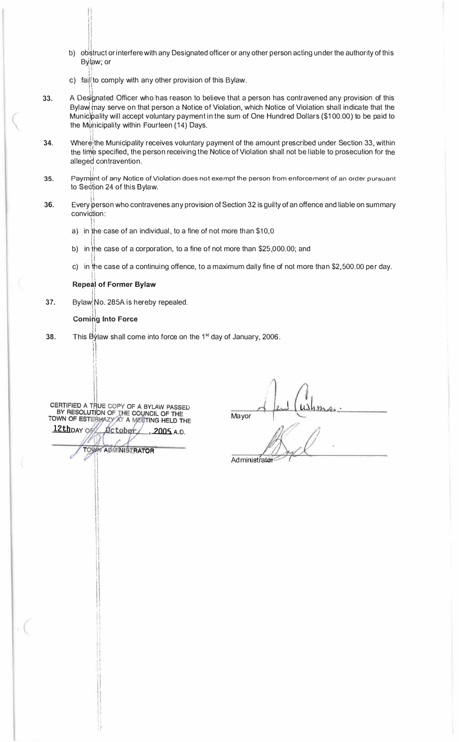b) obstruct or interfere with any Designated officer or any other person acting under the authority of this Bylaw; or

c) fail to comply with any other provision of this Bylaw.

**33.** A Designated Officer who has reason to believe that a person has contravened any provision of this Bylaw may serve on that person a Notice of Violation, which Notice of Violation shall indicate that the Municipality will accept voluntary payment in the sum of One Hundred Dollars ($100.00) to be paid to the Municipality within Fourteen (14) Days.

**34.** Where the Municipality receives voluntary payment of the amount prescribed under Section 33, within the time specified, the person receiving the Notice of Violation shall not be liable to prosecution for the alleged contravention.

**35.** Payment of any Notice of Violation does not exempt the person from enforcement of an order pursuant to Section 24 of this Bylaw.

**36.** Every person who contravenes any provision of Section 32 is guilty of an offence and liable on summary conviction:

a) in the case of an individual, to a fine of not more than $10,0

b) in the case of a corporation, to a fine of not more than $25,000.00; and

c) in the case of a continuing offence, to a maximum daily fine of not more than $2,500.00 per day.

**Repeal of Former Bylaw**

**37.** Bylaw No. 285A is hereby repealed.

**Coming Into Force**

**38.** This Bylaw shall come into force on the 1st day of January, 2006.

CERTIFIED A TRUE COPY OF A BYLAW PASSED BY RESOLUTION OF THE COUNCIL OF THE TOWN OF ESTERHAZY AT A MEETING HELD THE 12th DAY OF October, 2005 A.D.

TOWN ADMINISTRATOR

Mayor

Administrator